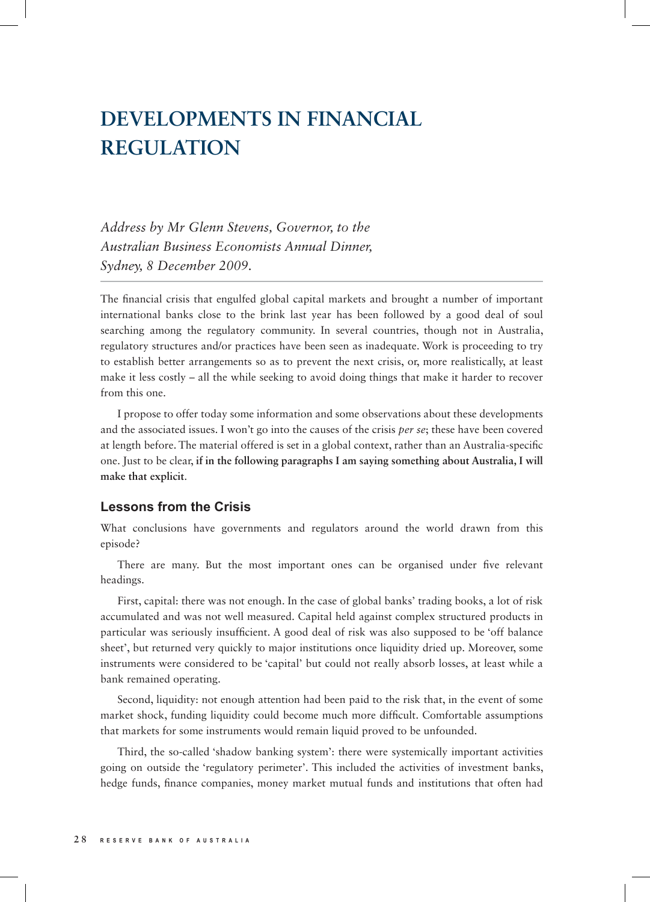# DEVELOPMENTS IN FINANCIAL REGULATION

*Address by Mr Glenn Stevens, Governor, to the Australian Business Economists Annual Dinner, Sydney, 8 December 2009.*

The financial crisis that engulfed global capital markets and brought a number of important international banks close to the brink last year has been followed by a good deal of soul searching among the regulatory community. In several countries, though not in Australia, regulatory structures and/or practices have been seen as inadequate. Work is proceeding to try to establish better arrangements so as to prevent the next crisis, or, more realistically, at least make it less costly – all the while seeking to avoid doing things that make it harder to recover from this one.

I propose to offer today some information and some observations about these developments and the associated issues. I won't go into the causes of the crisis *per se*; these have been covered at length before. The material offered is set in a global context, rather than an Australia-specific one. Just to be clear, **if in the following paragraphs I am saying something about Australia, I will make that explicit**.

## Lessons from the Crisis

What conclusions have governments and regulators around the world drawn from this episode?

There are many. But the most important ones can be organised under five relevant headings.

First, capital: there was not enough. In the case of global banks' trading books, a lot of risk accumulated and was not well measured. Capital held against complex structured products in particular was seriously insufficient. A good deal of risk was also supposed to be 'off balance sheet', but returned very quickly to major institutions once liquidity dried up. Moreover, some instruments were considered to be 'capital' but could not really absorb losses, at least while a bank remained operating.

Second, liquidity: not enough attention had been paid to the risk that, in the event of some market shock, funding liquidity could become much more difficult. Comfortable assumptions that markets for some instruments would remain liquid proved to be unfounded.

Third, the so-called 'shadow banking system': there were systemically important activities going on outside the 'regulatory perimeter'. This included the activities of investment banks, hedge funds, finance companies, money market mutual funds and institutions that often had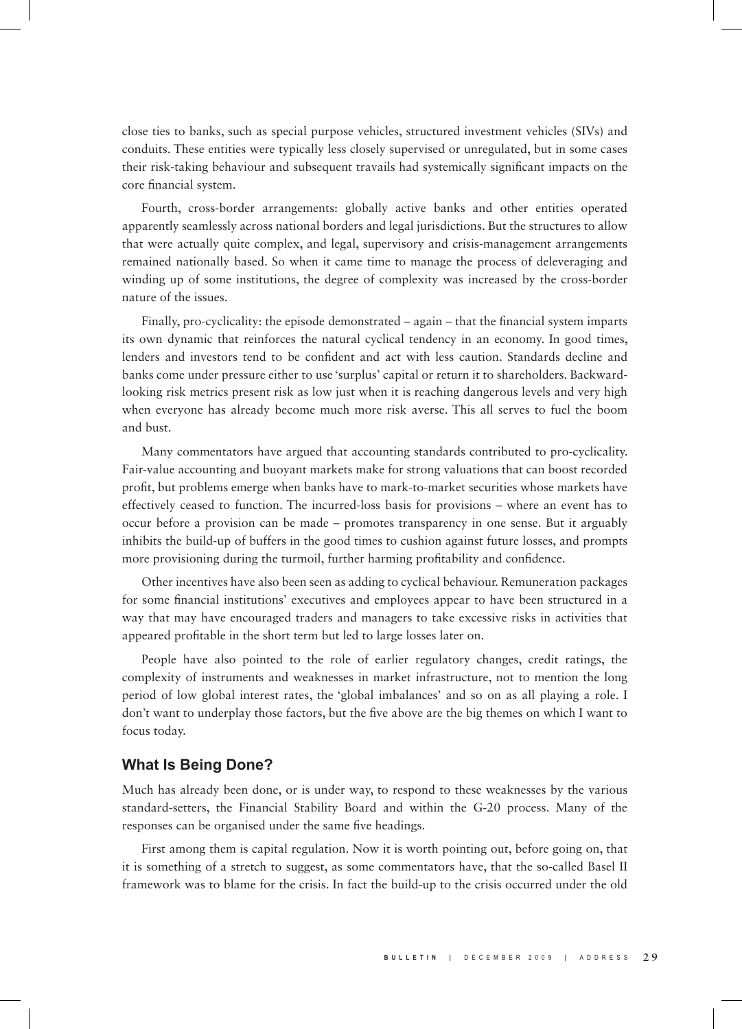close ties to banks, such as special purpose vehicles, structured investment vehicles (SIVs) and conduits. These entities were typically less closely supervised or unregulated, but in some cases their risk-taking behaviour and subsequent travails had systemically significant impacts on the core financial system.

Fourth, cross-border arrangements: globally active banks and other entities operated apparently seamlessly across national borders and legal jurisdictions. But the structures to allow that were actually quite complex, and legal, supervisory and crisis-management arrangements remained nationally based. So when it came time to manage the process of deleveraging and winding up of some institutions, the degree of complexity was increased by the cross-border nature of the issues.

Finally, pro-cyclicality: the episode demonstrated – again – that the financial system imparts its own dynamic that reinforces the natural cyclical tendency in an economy. In good times, lenders and investors tend to be confident and act with less caution. Standards decline and banks come under pressure either to use 'surplus' capital or return it to shareholders. Backward-looking risk metrics present risk as low just when it is reaching dangerous levels and very high when everyone has already become much more risk averse. This all serves to fuel the boom and bust.

Many commentators have argued that accounting standards contributed to pro-cyclicality. Fair-value accounting and buoyant markets make for strong valuations that can boost recorded profit, but problems emerge when banks have to mark-to-market securities whose markets have effectively ceased to function. The incurred-loss basis for provisions – where an event has to occur before a provision can be made – promotes transparency in one sense. But it arguably inhibits the build-up of buffers in the good times to cushion against future losses, and prompts more provisioning during the turmoil, further harming profitability and confidence.

Other incentives have also been seen as adding to cyclical behaviour. Remuneration packages for some financial institutions' executives and employees appear to have been structured in a way that may have encouraged traders and managers to take excessive risks in activities that appeared profitable in the short term but led to large losses later on.

People have also pointed to the role of earlier regulatory changes, credit ratings, the complexity of instruments and weaknesses in market infrastructure, not to mention the long period of low global interest rates, the 'global imbalances' and so on as all playing a role. I don't want to underplay those factors, but the five above are the big themes on which I want to focus today.

## What Is Being Done?

Much has already been done, or is under way, to respond to these weaknesses by the various standard-setters, the Financial Stability Board and within the G-20 process. Many of the responses can be organised under the same five headings.

First among them is capital regulation. Now it is worth pointing out, before going on, that it is something of a stretch to suggest, as some commentators have, that the so-called Basel II framework was to blame for the crisis. In fact the build-up to the crisis occurred under the old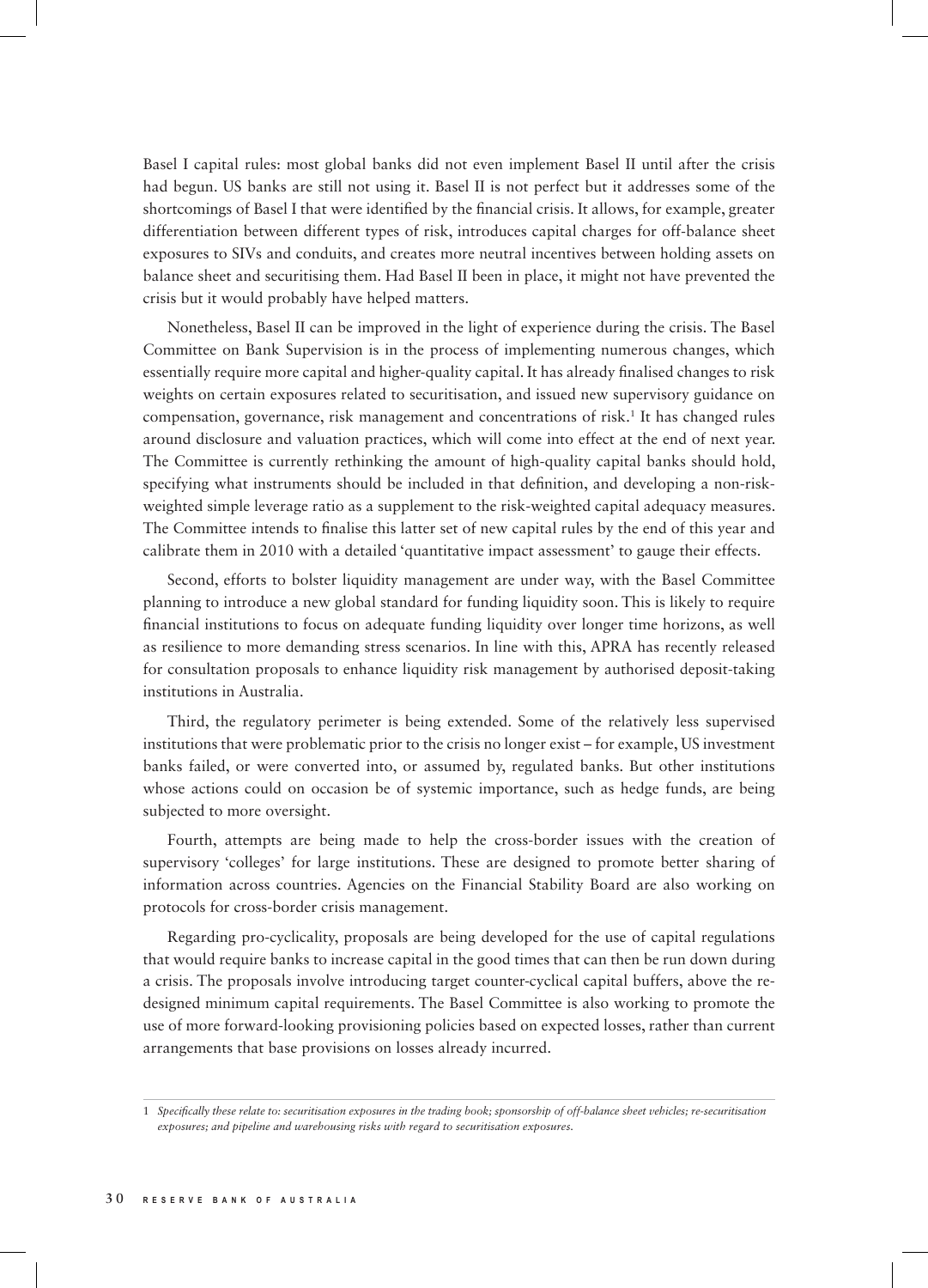Basel I capital rules: most global banks did not even implement Basel II until after the crisis had begun. US banks are still not using it. Basel II is not perfect but it addresses some of the shortcomings of Basel I that were identified by the financial crisis. It allows, for example, greater differentiation between different types of risk, introduces capital charges for off-balance sheet exposures to SIVs and conduits, and creates more neutral incentives between holding assets on balance sheet and securitising them. Had Basel II been in place, it might not have prevented the crisis but it would probably have helped matters.

Nonetheless, Basel II can be improved in the light of experience during the crisis. The Basel Committee on Bank Supervision is in the process of implementing numerous changes, which essentially require more capital and higher-quality capital. It has already finalised changes to risk weights on certain exposures related to securitisation, and issued new supervisory guidance on compensation, governance, risk management and concentrations of risk.[1] It has changed rules around disclosure and valuation practices, which will come into effect at the end of next year. The Committee is currently rethinking the amount of high-quality capital banks should hold, specifying what instruments should be included in that definition, and developing a non-risk-weighted simple leverage ratio as a supplement to the risk-weighted capital adequacy measures. The Committee intends to finalise this latter set of new capital rules by the end of this year and calibrate them in 2010 with a detailed 'quantitative impact assessment' to gauge their effects.

Second, efforts to bolster liquidity management are under way, with the Basel Committee planning to introduce a new global standard for funding liquidity soon. This is likely to require financial institutions to focus on adequate funding liquidity over longer time horizons, as well as resilience to more demanding stress scenarios. In line with this, APRA has recently released for consultation proposals to enhance liquidity risk management by authorised deposit-taking institutions in Australia.

Third, the regulatory perimeter is being extended. Some of the relatively less supervised institutions that were problematic prior to the crisis no longer exist – for example, US investment banks failed, or were converted into, or assumed by, regulated banks. But other institutions whose actions could on occasion be of systemic importance, such as hedge funds, are being subjected to more oversight.

Fourth, attempts are being made to help the cross-border issues with the creation of supervisory 'colleges' for large institutions. These are designed to promote better sharing of information across countries. Agencies on the Financial Stability Board are also working on protocols for cross-border crisis management.

Regarding pro-cyclicality, proposals are being developed for the use of capital regulations that would require banks to increase capital in the good times that can then be run down during a crisis. The proposals involve introducing target counter-cyclical capital buffers, above the re-designed minimum capital requirements. The Basel Committee is also working to promote the use of more forward-looking provisioning policies based on expected losses, rather than current arrangements that base provisions on losses already incurred.

---

1 *Specifically these relate to: securitisation exposures in the trading book; sponsorship of off-balance sheet vehicles; re-securitisation exposures; and pipeline and warehousing risks with regard to securitisation exposures.*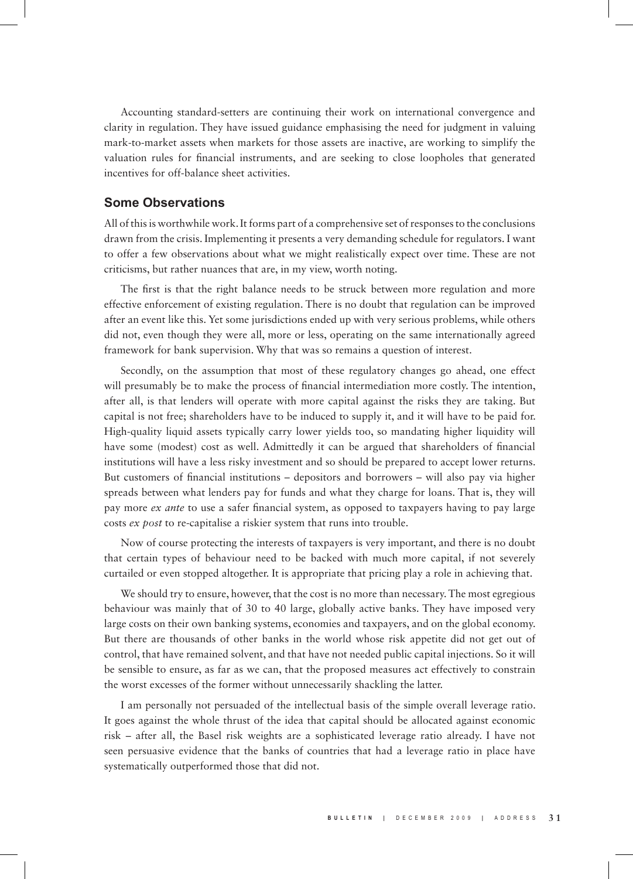Accounting standard-setters are continuing their work on international convergence and clarity in regulation. They have issued guidance emphasising the need for judgment in valuing mark-to-market assets when markets for those assets are inactive, are working to simplify the valuation rules for financial instruments, and are seeking to close loopholes that generated incentives for off-balance sheet activities.

## Some Observations

All of this is worthwhile work. It forms part of a comprehensive set of responses to the conclusions drawn from the crisis. Implementing it presents a very demanding schedule for regulators. I want to offer a few observations about what we might realistically expect over time. These are not criticisms, but rather nuances that are, in my view, worth noting.

The first is that the right balance needs to be struck between more regulation and more effective enforcement of existing regulation. There is no doubt that regulation can be improved after an event like this. Yet some jurisdictions ended up with very serious problems, while others did not, even though they were all, more or less, operating on the same internationally agreed framework for bank supervision. Why that was so remains a question of interest.

Secondly, on the assumption that most of these regulatory changes go ahead, one effect will presumably be to make the process of financial intermediation more costly. The intention, after all, is that lenders will operate with more capital against the risks they are taking. But capital is not free; shareholders have to be induced to supply it, and it will have to be paid for. High-quality liquid assets typically carry lower yields too, so mandating higher liquidity will have some (modest) cost as well. Admittedly it can be argued that shareholders of financial institutions will have a less risky investment and so should be prepared to accept lower returns. But customers of financial institutions – depositors and borrowers – will also pay via higher spreads between what lenders pay for funds and what they charge for loans. That is, they will pay more *ex ante* to use a safer financial system, as opposed to taxpayers having to pay large costs *ex post* to re-capitalise a riskier system that runs into trouble.

Now of course protecting the interests of taxpayers is very important, and there is no doubt that certain types of behaviour need to be backed with much more capital, if not severely curtailed or even stopped altogether. It is appropriate that pricing play a role in achieving that.

We should try to ensure, however, that the cost is no more than necessary. The most egregious behaviour was mainly that of 30 to 40 large, globally active banks. They have imposed very large costs on their own banking systems, economies and taxpayers, and on the global economy. But there are thousands of other banks in the world whose risk appetite did not get out of control, that have remained solvent, and that have not needed public capital injections. So it will be sensible to ensure, as far as we can, that the proposed measures act effectively to constrain the worst excesses of the former without unnecessarily shackling the latter.

I am personally not persuaded of the intellectual basis of the simple overall leverage ratio. It goes against the whole thrust of the idea that capital should be allocated against economic risk – after all, the Basel risk weights are a sophisticated leverage ratio already. I have not seen persuasive evidence that the banks of countries that had a leverage ratio in place have systematically outperformed those that did not.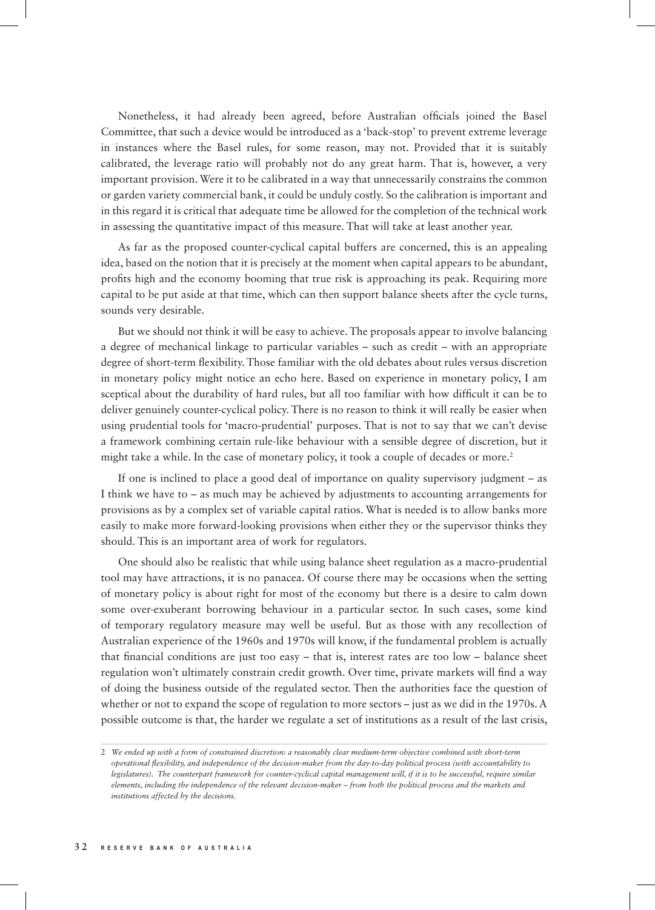Nonetheless, it had already been agreed, before Australian officials joined the Basel Committee, that such a device would be introduced as a 'back-stop' to prevent extreme leverage in instances where the Basel rules, for some reason, may not. Provided that it is suitably calibrated, the leverage ratio will probably not do any great harm. That is, however, a very important provision. Were it to be calibrated in a way that unnecessarily constrains the common or garden variety commercial bank, it could be unduly costly. So the calibration is important and in this regard it is critical that adequate time be allowed for the completion of the technical work in assessing the quantitative impact of this measure. That will take at least another year.

As far as the proposed counter-cyclical capital buffers are concerned, this is an appealing idea, based on the notion that it is precisely at the moment when capital appears to be abundant, profits high and the economy booming that true risk is approaching its peak. Requiring more capital to be put aside at that time, which can then support balance sheets after the cycle turns, sounds very desirable.

But we should not think it will be easy to achieve. The proposals appear to involve balancing a degree of mechanical linkage to particular variables – such as credit – with an appropriate degree of short-term flexibility. Those familiar with the old debates about rules versus discretion in monetary policy might notice an echo here. Based on experience in monetary policy, I am sceptical about the durability of hard rules, but all too familiar with how difficult it can be to deliver genuinely counter-cyclical policy. There is no reason to think it will really be easier when using prudential tools for 'macro-prudential' purposes. That is not to say that we can't devise a framework combining certain rule-like behaviour with a sensible degree of discretion, but it might take a while. In the case of monetary policy, it took a couple of decades or more.[2]

If one is inclined to place a good deal of importance on quality supervisory judgment – as I think we have to – as much may be achieved by adjustments to accounting arrangements for provisions as by a complex set of variable capital ratios. What is needed is to allow banks more easily to make more forward-looking provisions when either they or the supervisor thinks they should. This is an important area of work for regulators.

One should also be realistic that while using balance sheet regulation as a macro-prudential tool may have attractions, it is no panacea. Of course there may be occasions when the setting of monetary policy is about right for most of the economy but there is a desire to calm down some over-exuberant borrowing behaviour in a particular sector. In such cases, some kind of temporary regulatory measure may well be useful. But as those with any recollection of Australian experience of the 1960s and 1970s will know, if the fundamental problem is actually that financial conditions are just too easy – that is, interest rates are too low – balance sheet regulation won't ultimately constrain credit growth. Over time, private markets will find a way of doing the business outside of the regulated sector. Then the authorities face the question of whether or not to expand the scope of regulation to more sectors – just as we did in the 1970s. A possible outcome is that, the harder we regulate a set of institutions as a result of the last crisis,

---

2 *We ended up with a form of constrained discretion: a reasonably clear medium-term objective combined with short-term operational flexibility, and independence of the decision-maker from the day-to-day political process (with accountability to legislatures). The counterpart framework for counter-cyclical capital management will, if it is to be successful, require similar elements, including the independence of the relevant decision-maker – from both the political process and the markets and institutions affected by the decisions.*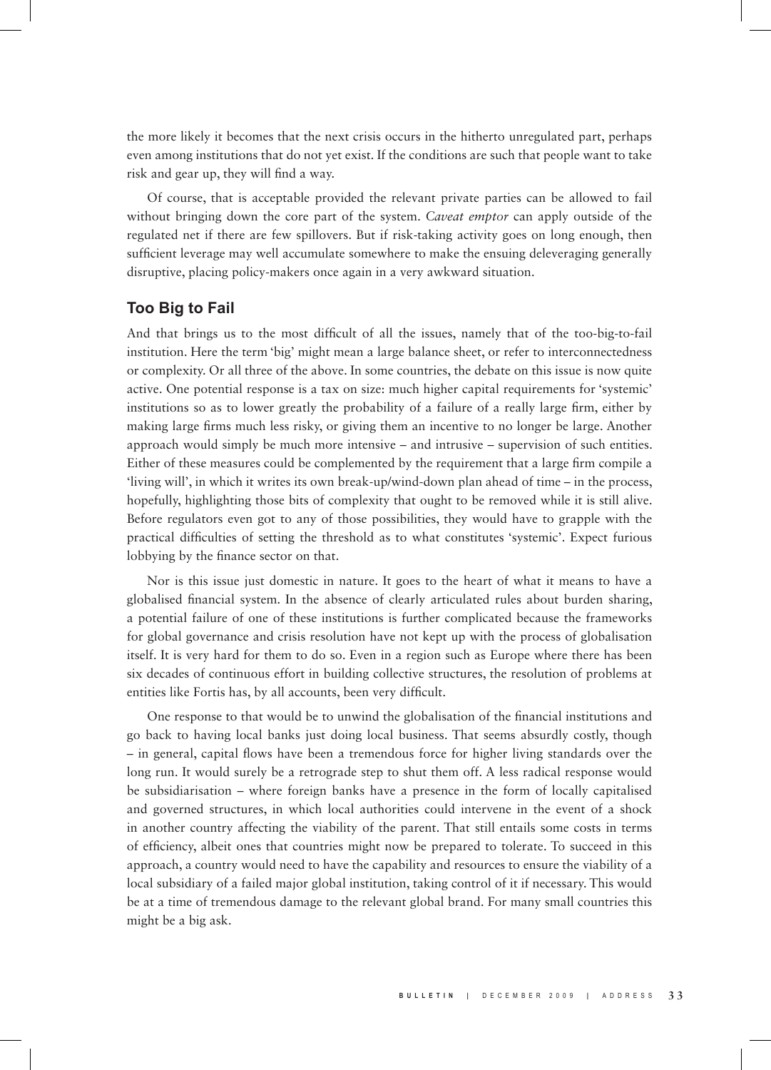the more likely it becomes that the next crisis occurs in the hitherto unregulated part, perhaps even among institutions that do not yet exist. If the conditions are such that people want to take risk and gear up, they will find a way.

Of course, that is acceptable provided the relevant private parties can be allowed to fail without bringing down the core part of the system. *Caveat emptor* can apply outside of the regulated net if there are few spillovers. But if risk-taking activity goes on long enough, then sufficient leverage may well accumulate somewhere to make the ensuing deleveraging generally disruptive, placing policy-makers once again in a very awkward situation.

## Too Big to Fail

And that brings us to the most difficult of all the issues, namely that of the too-big-to-fail institution. Here the term 'big' might mean a large balance sheet, or refer to interconnectedness or complexity. Or all three of the above. In some countries, the debate on this issue is now quite active. One potential response is a tax on size: much higher capital requirements for 'systemic' institutions so as to lower greatly the probability of a failure of a really large firm, either by making large firms much less risky, or giving them an incentive to no longer be large. Another approach would simply be much more intensive – and intrusive – supervision of such entities. Either of these measures could be complemented by the requirement that a large firm compile a 'living will', in which it writes its own break-up/wind-down plan ahead of time – in the process, hopefully, highlighting those bits of complexity that ought to be removed while it is still alive. Before regulators even got to any of those possibilities, they would have to grapple with the practical difficulties of setting the threshold as to what constitutes 'systemic'. Expect furious lobbying by the finance sector on that.

Nor is this issue just domestic in nature. It goes to the heart of what it means to have a globalised financial system. In the absence of clearly articulated rules about burden sharing, a potential failure of one of these institutions is further complicated because the frameworks for global governance and crisis resolution have not kept up with the process of globalisation itself. It is very hard for them to do so. Even in a region such as Europe where there has been six decades of continuous effort in building collective structures, the resolution of problems at entities like Fortis has, by all accounts, been very difficult.

One response to that would be to unwind the globalisation of the financial institutions and go back to having local banks just doing local business. That seems absurdly costly, though – in general, capital flows have been a tremendous force for higher living standards over the long run. It would surely be a retrograde step to shut them off. A less radical response would be subsidiarisation – where foreign banks have a presence in the form of locally capitalised and governed structures, in which local authorities could intervene in the event of a shock in another country affecting the viability of the parent. That still entails some costs in terms of efficiency, albeit ones that countries might now be prepared to tolerate. To succeed in this approach, a country would need to have the capability and resources to ensure the viability of a local subsidiary of a failed major global institution, taking control of it if necessary. This would be at a time of tremendous damage to the relevant global brand. For many small countries this might be a big ask.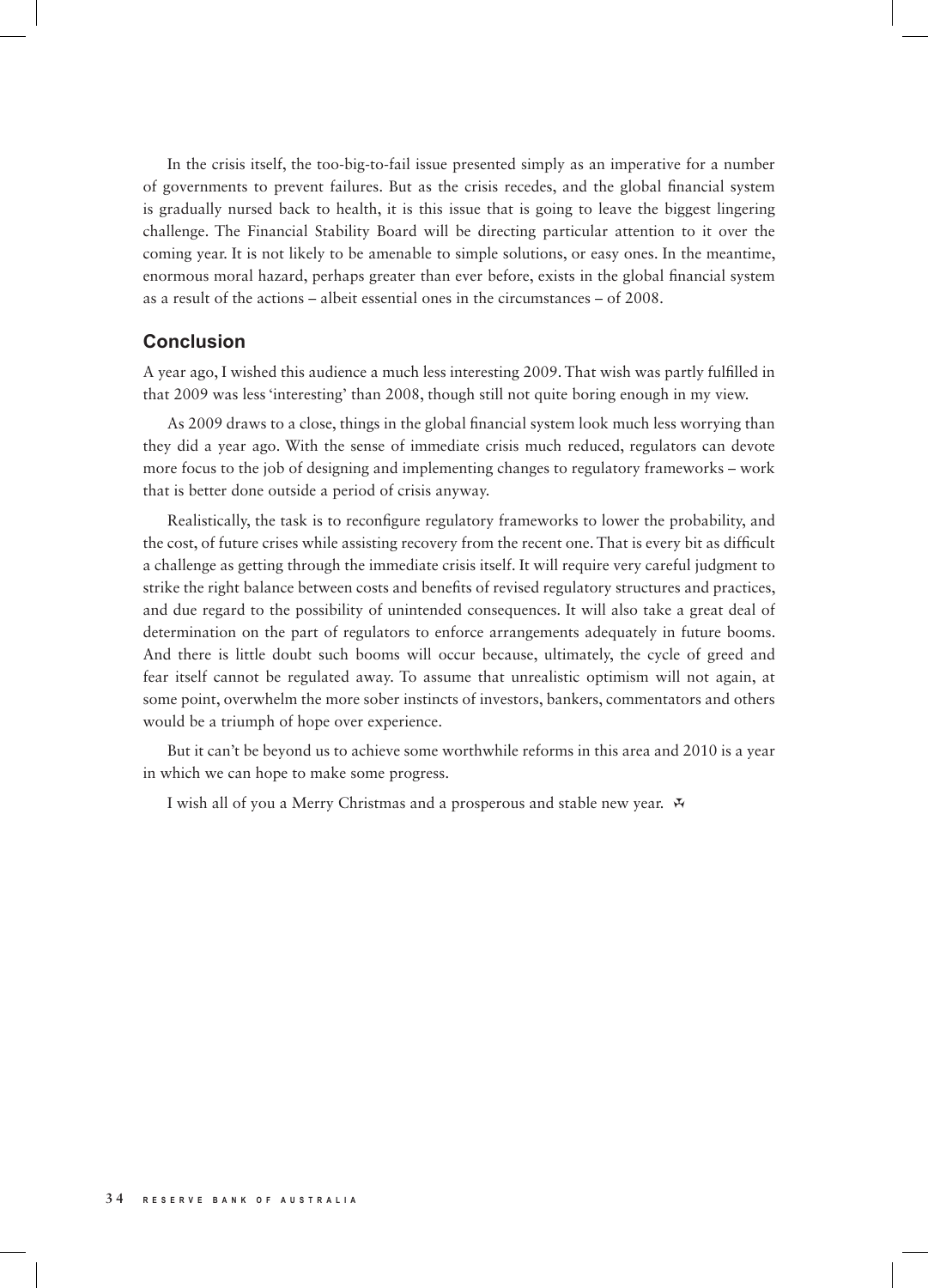In the crisis itself, the too-big-to-fail issue presented simply as an imperative for a number of governments to prevent failures. But as the crisis recedes, and the global financial system is gradually nursed back to health, it is this issue that is going to leave the biggest lingering challenge. The Financial Stability Board will be directing particular attention to it over the coming year. It is not likely to be amenable to simple solutions, or easy ones. In the meantime, enormous moral hazard, perhaps greater than ever before, exists in the global financial system as a result of the actions – albeit essential ones in the circumstances – of 2008.

## Conclusion

A year ago, I wished this audience a much less interesting 2009. That wish was partly fulfilled in that 2009 was less 'interesting' than 2008, though still not quite boring enough in my view.

As 2009 draws to a close, things in the global financial system look much less worrying than they did a year ago. With the sense of immediate crisis much reduced, regulators can devote more focus to the job of designing and implementing changes to regulatory frameworks – work that is better done outside a period of crisis anyway.

Realistically, the task is to reconfigure regulatory frameworks to lower the probability, and the cost, of future crises while assisting recovery from the recent one. That is every bit as difficult a challenge as getting through the immediate crisis itself. It will require very careful judgment to strike the right balance between costs and benefits of revised regulatory structures and practices, and due regard to the possibility of unintended consequences. It will also take a great deal of determination on the part of regulators to enforce arrangements adequately in future booms. And there is little doubt such booms will occur because, ultimately, the cycle of greed and fear itself cannot be regulated away. To assume that unrealistic optimism will not again, at some point, overwhelm the more sober instincts of investors, bankers, commentators and others would be a triumph of hope over experience.

But it can't be beyond us to achieve some worthwhile reforms in this area and 2010 is a year in which we can hope to make some progress.

I wish all of you a Merry Christmas and a prosperous and stable new year.